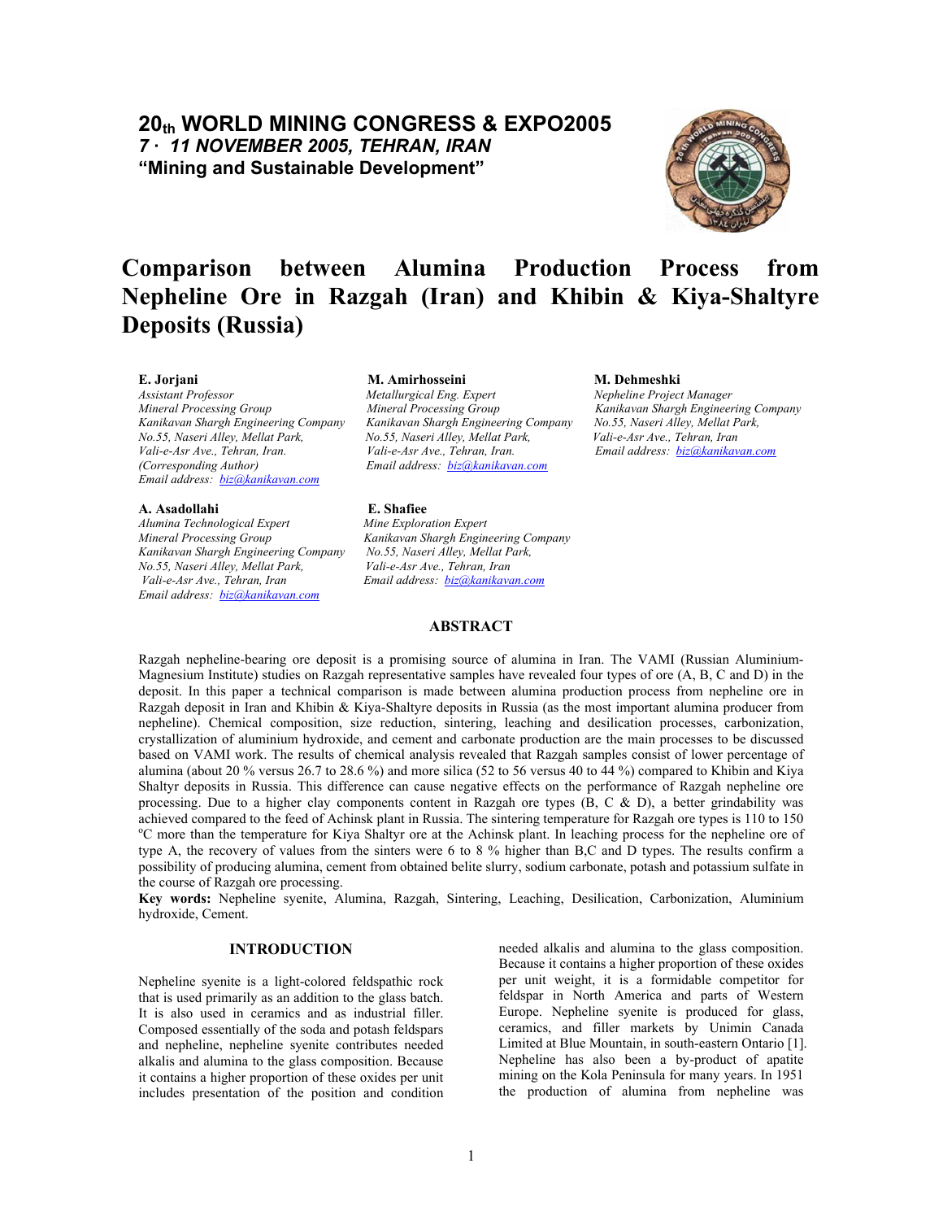**20th WORLD MINING CONGRESS & EXPO2005**
*7 - 11 NOVEMBER 2005, TEHRAN, IRAN*
**"Mining and Sustainable Development"**

# Comparison between Alumina Production Process from Nepheline Ore in Razgah (Iran) and Khibin & Kiya-Shaltyre Deposits (Russia)

**E. Jorjani**
*Assistant Professor*
*Mineral Processing Group*
*Kanikavan Shargh Engineering Company*
*No.55, Naseri Alley, Mellat Park,*
*Vali-e-Asr Ave., Tehran, Iran.*
*(Corresponding Author)*
*Email address: biz@kanikavan.com*

**M. Amirhosseini**
*Metallurgical Eng. Expert*
*Mineral Processing Group*
*Kanikavan Shargh Engineering Company*
*No.55, Naseri Alley, Mellat Park,*
*Vali-e-Asr Ave., Tehran, Iran.*
*Email address: biz@kanikavan.com*

**M. Dehmeshki**
*Nepheline Project Manager*
*Kanikavan Shargh Engineering Company*
*No.55, Naseri Alley, Mellat Park,*
*Vali-e-Asr Ave., Tehran, Iran*
*Email address: biz@kanikavan.com*

**A. Asadollahi**
*Alumina Technological Expert*
*Mineral Processing Group*
*Kanikavan Shargh Engineering Company*
*No.55, Naseri Alley, Mellat Park,*
*Vali-e-Asr Ave., Tehran, Iran*
*Email address: biz@kanikavan.com*

**E. Shafiee**
*Mine Exploration Expert*
*Kanikavan Shargh Engineering Company*
*No.55, Naseri Alley, Mellat Park,*
*Vali-e-Asr Ave., Tehran, Iran*
*Email address: biz@kanikavan.com*

## ABSTRACT

Razgah nepheline-bearing ore deposit is a promising source of alumina in Iran. The VAMI (Russian Aluminium-Magnesium Institute) studies on Razgah representative samples have revealed four types of ore (A, B, C and D) in the deposit. In this paper a technical comparison is made between alumina production process from nepheline ore in Razgah deposit in Iran and Khibin & Kiya-Shaltyre deposits in Russia (as the most important alumina producer from nepheline). Chemical composition, size reduction, sintering, leaching and desilication processes, carbonization, crystallization of aluminium hydroxide, and cement and carbonate production are the main processes to be discussed based on VAMI work. The results of chemical analysis revealed that Razgah samples consist of lower percentage of alumina (about 20 % versus 26.7 to 28.6 %) and more silica (52 to 56 versus 40 to 44 %) compared to Khibin and Kiya Shaltyr deposits in Russia. This difference can cause negative effects on the performance of Razgah nepheline ore processing. Due to a higher clay components content in Razgah ore types (B, C & D), a better grindability was achieved compared to the feed of Achinsk plant in Russia. The sintering temperature for Razgah ore types is 110 to 150 $^{o}$C more than the temperature for Kiya Shaltyr ore at the Achinsk plant. In leaching process for the nepheline ore of type A, the recovery of values from the sinters were 6 to 8 % higher than B,C and D types. The results confirm a possibility of producing alumina, cement from obtained belite slurry, sodium carbonate, potash and potassium sulfate in the course of Razgah ore processing.

**Key words:** Nepheline syenite, Alumina, Razgah, Sintering, Leaching, Desilication, Carbonization, Aluminium hydroxide, Cement.

## INTRODUCTION

Nepheline syenite is a light-colored feldspathic rock that is used primarily as an addition to the glass batch. It is also used in ceramics and as industrial filler. Composed essentially of the soda and potash feldspars and nepheline, nepheline syenite contributes needed alkalis and alumina to the glass composition. Because it contains a higher proportion of these oxides per unit includes presentation of the position and condition needed alkalis and alumina to the glass composition. Because it contains a higher proportion of these oxides per unit weight, it is a formidable competitor for feldspar in North America and parts of Western Europe. Nepheline syenite is produced for glass, ceramics, and filler markets by Unimin Canada Limited at Blue Mountain, in south-eastern Ontario [1]. Nepheline has also been a by-product of apatite mining on the Kola Peninsula for many years. In 1951 the production of alumina from nepheline was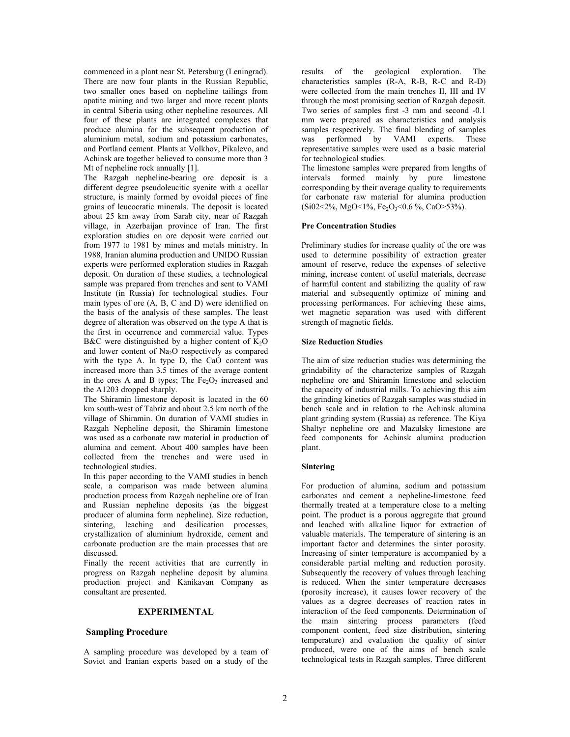commenced in a plant near St. Petersburg (Leningrad). There are now four plants in the Russian Republic, two smaller ones based on nepheline tailings from apatite mining and two larger and more recent plants in central Siberia using other nepheline resources. All four of these plants are integrated complexes that produce alumina for the subsequent production of aluminium metal, sodium and potassium carbonates, and Portland cement. Plants at Volkhov, Pikalevo, and Achinsk are together believed to consume more than 3 Mt of nepheline rock annually [1].

The Razgah nepheline-bearing ore deposit is a different degree pseudoleucitic syenite with a ocellar structure, is mainly formed by ovoidal pieces of fine grains of leucocratic minerals. The deposit is located about 25 km away from Sarab city, near of Razgah village, in Azerbaijan province of Iran. The first exploration studies on ore deposit were carried out from 1977 to 1981 by mines and metals ministry. In 1988, Iranian alumina production and UNIDO Russian experts were performed exploration studies in Razgah deposit. On duration of these studies, a technological sample was prepared from trenches and sent to VAMI Institute (in Russia) for technological studies. Four main types of ore (A, B, C and D) were identified on the basis of the analysis of these samples. The least degree of alteration was observed on the type A that is the first in occurrence and commercial value. Types B&C were distinguished by a higher content of $K_2O$ and lower content of $Na_2O$ respectively as compared with the type A. In type D, the CaO content was increased more than 3.5 times of the average content in the ores A and B types; The $Fe_2O_3$ increased and the A1203 dropped sharply.

The Shiramin limestone deposit is located in the 60 km south-west of Tabriz and about 2.5 km north of the village of Shiramin. On duration of VAMI studies in Razgah Nepheline deposit, the Shiramin limestone was used as a carbonate raw material in production of alumina and cement. About 400 samples have been collected from the trenches and were used in technological studies.

In this paper according to the VAMI studies in bench scale, a comparison was made between alumina production process from Razgah nepheline ore of Iran and Russian nepheline deposits (as the biggest producer of alumina form nepheline). Size reduction, sintering, leaching and desilication processes, crystallization of aluminium hydroxide, cement and carbonate production are the main processes that are discussed.

Finally the recent activities that are currently in progress on Razgah nepheline deposit by alumina production project and Kanikavan Company as consultant are presented.

## EXPERIMENTAL

### Sampling Procedure

A sampling procedure was developed by a team of Soviet and Iranian experts based on a study of the results of the geological exploration. The characteristics samples (R-A, R-B, R-C and R-D) were collected from the main trenches II, III and IV through the most promising section of Razgah deposit. Two series of samples first -3 mm and second -0.1 mm were prepared as characteristics and analysis samples respectively. The final blending of samples was performed by VAMI experts. These representative samples were used as a basic material for technological studies.

The limestone samples were prepared from lengths of intervals formed mainly by pure limestone corresponding by their average quality to requirements for carbonate raw material for alumina production ($SiO_2$<2%, MgO<1%, $Fe_2O_3$<0.6 %, CaO>53%).

**Pre Concentration Studies**

Preliminary studies for increase quality of the ore was used to determine possibility of extraction greater amount of reserve, reduce the expenses of selective mining, increase content of useful materials, decrease of harmful content and stabilizing the quality of raw material and subsequently optimize of mining and processing performances. For achieving these aims, wet magnetic separation was used with different strength of magnetic fields.

**Size Reduction Studies**

The aim of size reduction studies was determining the grindability of the characterize samples of Razgah nepheline ore and Shiramin limestone and selection the capacity of industrial mills. To achieving this aim the grinding kinetics of Razgah samples was studied in bench scale and in relation to the Achinsk alumina plant grinding system (Russia) as reference. The Kiya Shaltyr nepheline ore and Mazulsky limestone are feed components for Achinsk alumina production plant.

**Sintering**

For production of alumina, sodium and potassium carbonates and cement a nepheline-limestone feed thermally treated at a temperature close to a melting point. The product is a porous aggregate that ground and leached with alkaline liquor for extraction of valuable materials. The temperature of sintering is an important factor and determines the sinter porosity. Increasing of sinter temperature is accompanied by a considerable partial melting and reduction porosity. Subsequently the recovery of values through leaching is reduced. When the sinter temperature decreases (porosity increase), it causes lower recovery of the values as a degree decreases of reaction rates in interaction of the feed components. Determination of the main sintering process parameters (feed component content, feed size distribution, sintering temperature) and evaluation the quality of sinter produced, were one of the aims of bench scale technological tests in Razgah samples. Three different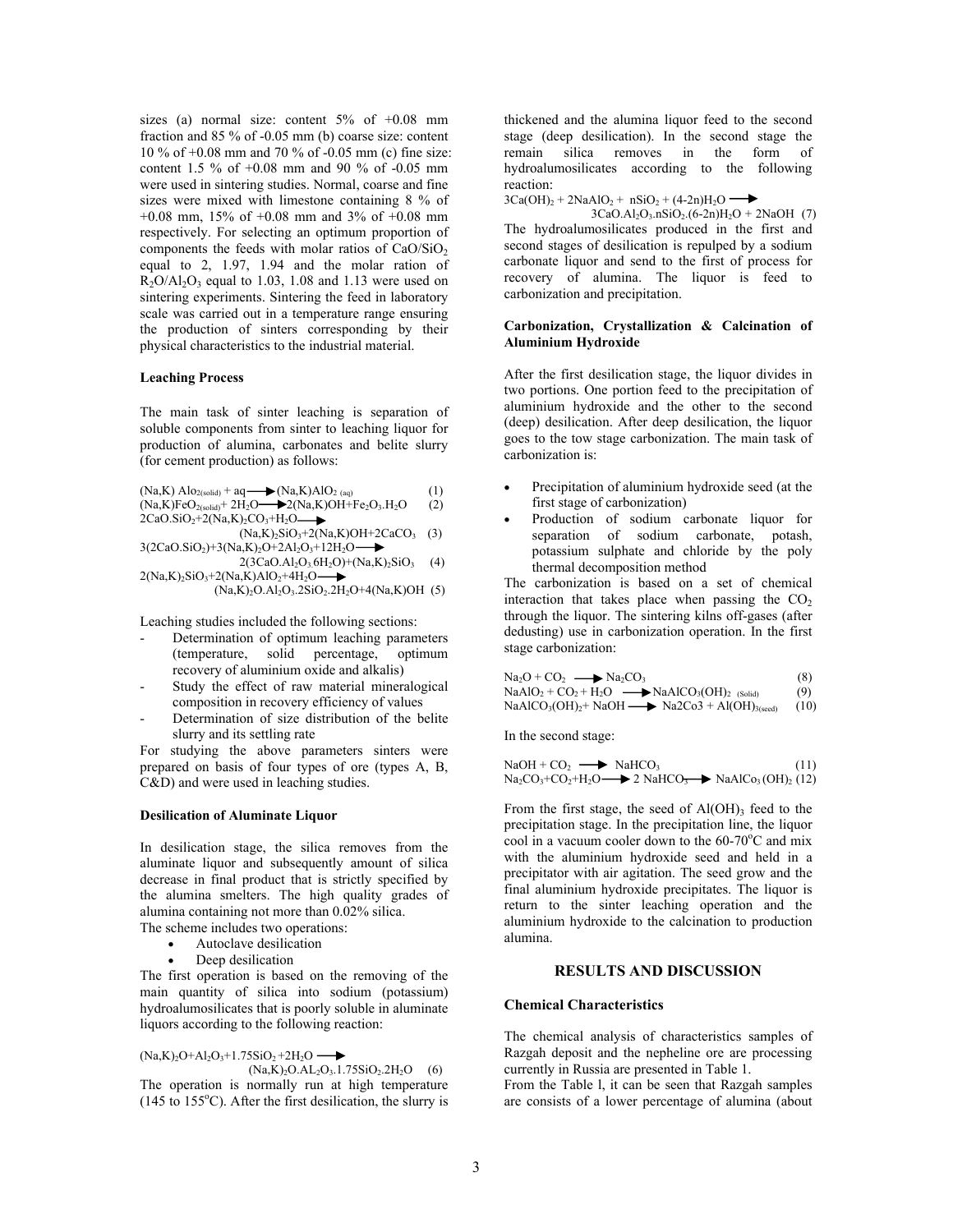sizes (a) normal size: content 5% of +0.08 mm fraction and 85 % of -0.05 mm (b) coarse size: content 10 % of +0.08 mm and 70 % of -0.05 mm (c) fine size: content 1.5 % of +0.08 mm and 90 % of -0.05 mm were used in sintering studies. Normal, coarse and fine sizes were mixed with limestone containing 8 % of +0.08 mm, 15% of +0.08 mm and 3% of +0.08 mm respectively. For selecting an optimum proportion of components the feeds with molar ratios of $CaO/SiO_2$ equal to 2, 1.97, 1.94 and the molar ration of $R_2O/Al_2O_3$ equal to 1.03, 1.08 and 1.13 were used on sintering experiments. Sintering the feed in laboratory scale was carried out in a temperature range ensuring the production of sinters corresponding by their physical characteristics to the industrial material.

#### Leaching Process

The main task of sinter leaching is separation of soluble components from sinter to leaching liquor for production of alumina, carbonates and belite slurry (for cement production) as follows:

$$(Na,K)\,AlO_{2(solid)} + aq \longrightarrow (Na,K)AlO_{2\,(aq)} \quad (1)$$

$$(Na,K)FeO_{2(solid)} + 2H_2O \longrightarrow 2(Na,K)OH + Fe_2O_3.H_2O \quad (2)$$

$$2CaO.SiO_2 + 2(Na,K)_2CO_3 + H_2O \longrightarrow (Na,K)_2SiO_3 + 2(Na,K)OH + 2CaCO_3 \quad (3)$$

$$3(2CaO.SiO_2) + 3(Na,K)_2O + 2Al_2O_3 + 12H_2O \longrightarrow 2(3CaO.Al_2O_3.6H_2O) + (Na,K)_2SiO_3 \quad (4)$$

$$2(Na,K)_2SiO_3 + 2(Na,K)AlO_2 + 4H_2O \longrightarrow (Na,K)_2O.Al_2O_3.2SiO_2.2H_2O + 4(Na,K)OH \quad (5)$$

Leaching studies included the following sections:

- Determination of optimum leaching parameters (temperature, solid percentage, optimum recovery of aluminium oxide and alkalis)
- Study the effect of raw material mineralogical composition in recovery efficiency of values
- Determination of size distribution of the belite slurry and its settling rate

For studying the above parameters sinters were prepared on basis of four types of ore (types A, B, C&D) and were used in leaching studies.

#### Desilication of Aluminate Liquor

In desilication stage, the silica removes from the aluminate liquor and subsequently amount of silica decrease in final product that is strictly specified by the alumina smelters. The high quality grades of alumina containing not more than 0.02% silica.

The scheme includes two operations:

- Autoclave desilication
- Deep desilication

The first operation is based on the removing of the main quantity of silica into sodium (potassium) hydroalumosilicates that is poorly soluble in aluminate liquors according to the following reaction:

$$(Na,K)_2O + Al_2O_3 + 1.75SiO_2 + 2H_2O \longrightarrow (Na,K)_2O.AL_2O_3.1.75SiO_2.2H_2O \quad (6)$$

The operation is normally run at high temperature (145 to 155°C). After the first desilication, the slurry is thickened and the alumina liquor feed to the second stage (deep desilication). In the second stage the remain silica removes in the form of hydroalumosilicates according to the following reaction:

$$3Ca(OH)_2 + 2NaAlO_2 + nSiO_2 + (4\text{-}2n)H_2O \longrightarrow 3CaO.Al_2O_3.nSiO_2.(6\text{-}2n)H_2O + 2NaOH \quad (7)$$

The hydroalumosilicates produced in the first and second stages of desilication is repulped by a sodium carbonate liquor and send to the first of process for recovery of alumina. The liquor is feed to carbonization and precipitation.

#### Carbonization, Crystallization & Calcination of Aluminium Hydroxide

After the first desilication stage, the liquor divides in two portions. One portion feed to the precipitation of aluminium hydroxide and the other to the second (deep) desilication. After deep desilication, the liquor goes to the tow stage carbonization. The main task of carbonization is:

- Precipitation of aluminium hydroxide seed (at the first stage of carbonization)
- Production of sodium carbonate liquor for separation of sodium carbonate, potash, potassium sulphate and chloride by the poly thermal decomposition method

The carbonization is based on a set of chemical interaction that takes place when passing the $CO_2$ through the liquor. The sintering kilns off-gases (after dedusting) use in carbonization operation. In the first stage carbonization:

$$Na_2O + CO_2 \longrightarrow Na_2CO_3 \quad (8)$$

$$NaAlO_2 + CO_2 + H_2O \longrightarrow NaAlCO_3(OH)_{2\ (Solid)} \quad (9)$$

$$NaAlCO_3(OH)_2 + NaOH \longrightarrow Na2Co3 + Al(OH)_{3(seed)} \quad (10)$$

In the second stage:

$$NaOH + CO_2 \longrightarrow NaHCO_3 \quad (11)$$

$$Na_2CO_3 + CO_2 + H_2O \longrightarrow 2\ NaHCO_3 \longrightarrow NaAlCo_3(OH)_2 \quad (12)$$

From the first stage, the seed of $Al(OH)_3$ feed to the precipitation stage. In the precipitation line, the liquor cool in a vacuum cooler down to the 60-70°C and mix with the aluminium hydroxide seed and held in a precipitator with air agitation. The seed grow and the final aluminium hydroxide precipitates. The liquor is return to the sinter leaching operation and the aluminium hydroxide to the calcination to production alumina.

## RESULTS AND DISCUSSION

#### Chemical Characteristics

The chemical analysis of characteristics samples of Razgah deposit and the nepheline ore are processing currently in Russia are presented in Table 1.

From the Table l, it can be seen that Razgah samples are consists of a lower percentage of alumina (about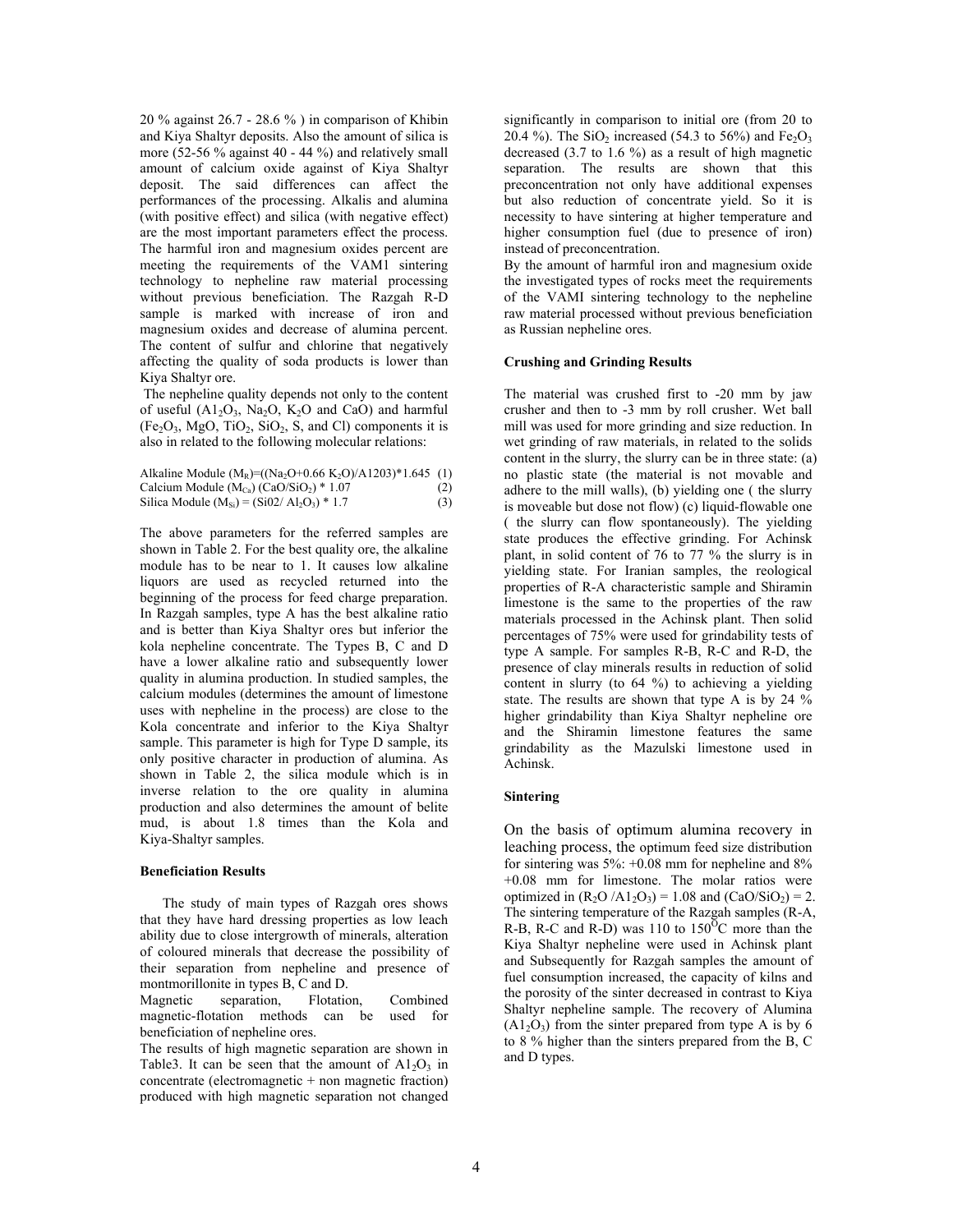20 % against 26.7 - 28.6 % ) in comparison of Khibin and Kiya Shaltyr deposits. Also the amount of silica is more (52-56 % against 40 - 44 %) and relatively small amount of calcium oxide against of Kiya Shaltyr deposit. The said differences can affect the performances of the processing. Alkalis and alumina (with positive effect) and silica (with negative effect) are the most important parameters effect the process. The harmful iron and magnesium oxides percent are meeting the requirements of the VAM1 sintering technology to nepheline raw material processing without previous beneficiation. The Razgah R-D sample is marked with increase of iron and magnesium oxides and decrease of alumina percent. The content of sulfur and chlorine that negatively affecting the quality of soda products is lower than Kiya Shaltyr ore.

The nepheline quality depends not only to the content of useful ($A1_2O_3$, $Na_2O$, $K_2O$ and CaO) and harmful ($Fe_2O_3$, MgO, $TiO_2$, $SiO_2$, S, and Cl) components it is also in related to the following molecular relations:

Alkaline Module ($M_R$)=(($Na_2O$+0.66 $K_2O$)/A1203)*1.645 (1)

Calcium Module ($M_{Ca}$) (CaO/$SiO_2$) * 1.07 (2)

Silica Module ($M_{Si}$) = (Si02/ $Al_2O_3$) * 1.7 (3)

The above parameters for the referred samples are shown in Table 2. For the best quality ore, the alkaline module has to be near to 1. It causes low alkaline liquors are used as recycled returned into the beginning of the process for feed charge preparation. In Razgah samples, type A has the best alkaline ratio and is better than Kiya Shaltyr ores but inferior the kola nepheline concentrate. The Types B, C and D have a lower alkaline ratio and subsequently lower quality in alumina production. In studied samples, the calcium modules (determines the amount of limestone uses with nepheline in the process) are close to the Kola concentrate and inferior to the Kiya Shaltyr sample. This parameter is high for Type D sample, its only positive character in production of alumina. As shown in Table 2, the silica module which is in inverse relation to the ore quality in alumina production and also determines the amount of belite mud, is about 1.8 times than the Kola and Kiya-Shaltyr samples.

**Beneficiation Results**

The study of main types of Razgah ores shows that they have hard dressing properties as low leach ability due to close intergrowth of minerals, alteration of coloured minerals that decrease the possibility of their separation from nepheline and presence of montmorillonite in types B, C and D.

Magnetic separation, Flotation, Combined magnetic-flotation methods can be used for beneficiation of nepheline ores.

The results of high magnetic separation are shown in Table3. It can be seen that the amount of $A1_2O_3$ in concentrate (electromagnetic + non magnetic fraction) produced with high magnetic separation not changed significantly in comparison to initial ore (from 20 to 20.4 %). The $SiO_2$ increased (54.3 to 56%) and $Fe_2O_3$ decreased (3.7 to 1.6 %) as a result of high magnetic separation. The results are shown that this preconcentration not only have additional expenses but also reduction of concentrate yield. So it is necessity to have sintering at higher temperature and higher consumption fuel (due to presence of iron) instead of preconcentration.

By the amount of harmful iron and magnesium oxide the investigated types of rocks meet the requirements of the VAMI sintering technology to the nepheline raw material processed without previous beneficiation as Russian nepheline ores.

**Crushing and Grinding Results**

The material was crushed first to -20 mm by jaw crusher and then to -3 mm by roll crusher. Wet ball mill was used for more grinding and size reduction. In wet grinding of raw materials, in related to the solids content in the slurry, the slurry can be in three state: (a) no plastic state (the material is not movable and adhere to the mill walls), (b) yielding one ( the slurry is moveable but dose not flow) (c) liquid-flowable one ( the slurry can flow spontaneously). The yielding state produces the effective grinding. For Achinsk plant, in solid content of 76 to 77 % the slurry is in yielding state. For Iranian samples, the reological properties of R-A characteristic sample and Shiramin limestone is the same to the properties of the raw materials processed in the Achinsk plant. Then solid percentages of 75% were used for grindability tests of type A sample. For samples R-B, R-C and R-D, the presence of clay minerals results in reduction of solid content in slurry (to 64 %) to achieving a yielding state. The results are shown that type A is by 24 % higher grindability than Kiya Shaltyr nepheline ore and the Shiramin limestone features the same grindability as the Mazulski limestone used in Achinsk.

**Sintering**

On the basis of optimum alumina recovery in leaching process, the optimum feed size distribution for sintering was 5%: +0.08 mm for nepheline and 8% +0.08 mm for limestone. The molar ratios were optimized in ($R_2O$ /$A1_2O_3$) = 1.08 and (CaO/$SiO_2$) = 2. The sintering temperature of the Razgah samples (R-A, R-B, R-C and R-D) was 110 to 150$^OC$ more than the Kiya Shaltyr nepheline were used in Achinsk plant and Subsequently for Razgah samples the amount of fuel consumption increased, the capacity of kilns and the porosity of the sinter decreased in contrast to Kiya Shaltyr nepheline sample. The recovery of Alumina ($A1_2O_3$) from the sinter prepared from type A is by 6 to 8 % higher than the sinters prepared from the B, C and D types.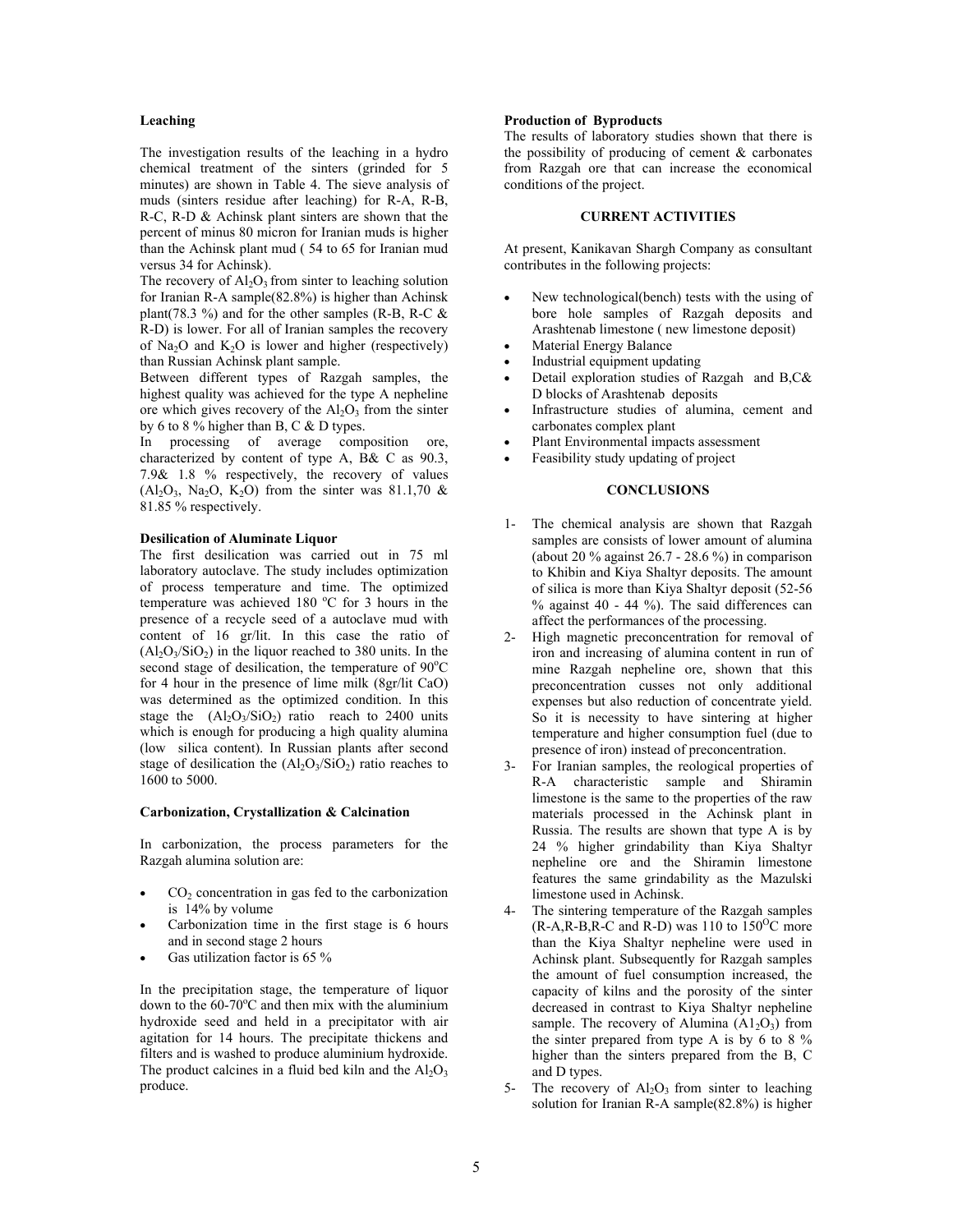**Leaching**

The investigation results of the leaching in a hydro chemical treatment of the sinters (grinded for 5 minutes) are shown in Table 4. The sieve analysis of muds (sinters residue after leaching) for R-A, R-B, R-C, R-D & Achinsk plant sinters are shown that the percent of minus 80 micron for Iranian muds is higher than the Achinsk plant mud ( 54 to 65 for Iranian mud versus 34 for Achinsk).

The recovery of $Al_2O_3$ from sinter to leaching solution for Iranian R-A sample(82.8%) is higher than Achinsk plant(78.3 %) and for the other samples (R-B, R-C & R-D) is lower. For all of Iranian samples the recovery of $Na_2O$ and $K_2O$ is lower and higher (respectively) than Russian Achinsk plant sample.

Between different types of Razgah samples, the highest quality was achieved for the type A nepheline ore which gives recovery of the $Al_2O_3$ from the sinter by 6 to 8 % higher than B, C & D types.

In processing of average composition ore, characterized by content of type A, B& C as 90.3, 7.9& 1.8 % respectively, the recovery of values ($Al_2O_3$, $Na_2O$, $K_2O$) from the sinter was 81.1,70 & 81.85 % respectively.

**Desilication of Aluminate Liquor**

The first desilication was carried out in 75 ml laboratory autoclave. The study includes optimization of process temperature and time. The optimized temperature was achieved 180 °C for 3 hours in the presence of a recycle seed of a autoclave mud with content of 16 gr/lit. In this case the ratio of ($Al_2O_3/SiO_2$) in the liquor reached to 380 units. In the second stage of desilication, the temperature of 90°C for 4 hour in the presence of lime milk (8gr/lit CaO) was determined as the optimized condition. In this stage the ($Al_2O_3/SiO_2$) ratio reach to 2400 units which is enough for producing a high quality alumina (low silica content). In Russian plants after second stage of desilication the ($Al_2O_3/SiO_2$) ratio reaches to 1600 to 5000.

**Carbonization, Crystallization & Calcination**

In carbonization, the process parameters for the Razgah alumina solution are:

- $CO_2$ concentration in gas fed to the carbonization is 14% by volume
- Carbonization time in the first stage is 6 hours and in second stage 2 hours
- Gas utilization factor is 65 %

In the precipitation stage, the temperature of liquor down to the 60-70°C and then mix with the aluminium hydroxide seed and held in a precipitator with air agitation for 14 hours. The precipitate thickens and filters and is washed to produce aluminium hydroxide. The product calcines in a fluid bed kiln and the $Al_2O_3$ produce.

**Production of Byproducts**

The results of laboratory studies shown that there is the possibility of producing of cement & carbonates from Razgah ore that can increase the economical conditions of the project.

## CURRENT ACTIVITIES

At present, Kanikavan Shargh Company as consultant contributes in the following projects:

- New technological(bench) tests with the using of bore hole samples of Razgah deposits and Arashtenab limestone ( new limestone deposit)
- Material Energy Balance
- Industrial equipment updating
- Detail exploration studies of Razgah and B,C& D blocks of Arashtenab deposits
- Infrastructure studies of alumina, cement and carbonates complex plant
- Plant Environmental impacts assessment
- Feasibility study updating of project

## CONCLUSIONS

1- The chemical analysis are shown that Razgah samples are consists of lower amount of alumina (about 20 % against 26.7 - 28.6 %) in comparison to Khibin and Kiya Shaltyr deposits. The amount of silica is more than Kiya Shaltyr deposit (52-56 % against 40 - 44 %). The said differences can affect the performances of the processing.

2- High magnetic preconcentration for removal of iron and increasing of alumina content in run of mine Razgah nepheline ore, shown that this preconcentration cusses not only additional expenses but also reduction of concentrate yield. So it is necessity to have sintering at higher temperature and higher consumption fuel (due to presence of iron) instead of preconcentration.

3- For Iranian samples, the reological properties of R-A characteristic sample and Shiramin limestone is the same to the properties of the raw materials processed in the Achinsk plant in Russia. The results are shown that type A is by 24 % higher grindability than Kiya Shaltyr nepheline ore and the Shiramin limestone features the same grindability as the Mazulski limestone used in Achinsk.

4- The sintering temperature of the Razgah samples (R-A,R-B,R-C and R-D) was 110 to 150°C more than the Kiya Shaltyr nepheline were used in Achinsk plant. Subsequently for Razgah samples the amount of fuel consumption increased, the capacity of kilns and the porosity of the sinter decreased in contrast to Kiya Shaltyr nepheline sample. The recovery of Alumina ($Al_2O_3$) from the sinter prepared from type A is by 6 to 8 % higher than the sinters prepared from the B, C and D types.

5- The recovery of $Al_2O_3$ from sinter to leaching solution for Iranian R-A sample(82.8%) is higher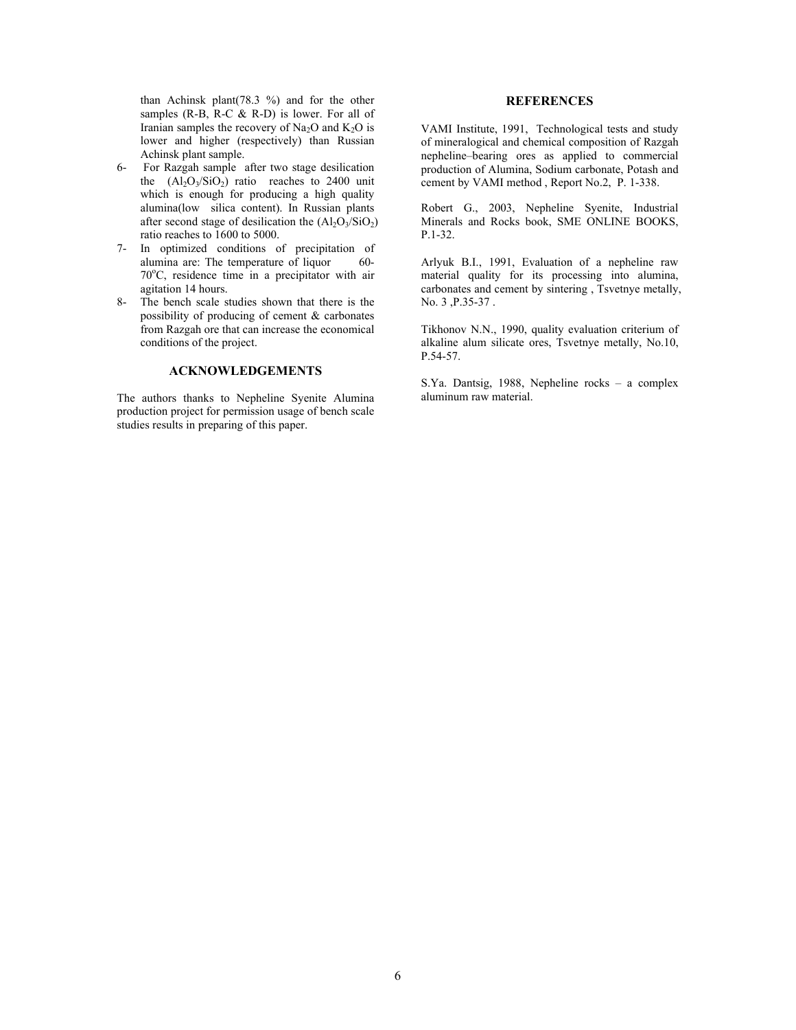than Achinsk plant(78.3 %) and for the other samples (R-B, R-C & R-D) is lower. For all of Iranian samples the recovery of $Na_2O$ and $K_2O$ is lower and higher (respectively) than Russian Achinsk plant sample.

6- For Razgah sample after two stage desilication the ($Al_2O_3/SiO_2$) ratio reaches to 2400 unit which is enough for producing a high quality alumina(low silica content). In Russian plants after second stage of desilication the ($Al_2O_3/SiO_2$) ratio reaches to 1600 to 5000.
7- In optimized conditions of precipitation of alumina are: The temperature of liquor 60-70°C, residence time in a precipitator with air agitation 14 hours.
8- The bench scale studies shown that there is the possibility of producing of cement & carbonates from Razgah ore that can increase the economical conditions of the project.

## ACKNOWLEDGEMENTS

The authors thanks to Nepheline Syenite Alumina production project for permission usage of bench scale studies results in preparing of this paper.

## REFERENCES

VAMI Institute, 1991, Technological tests and study of mineralogical and chemical composition of Razgah nepheline–bearing ores as applied to commercial production of Alumina, Sodium carbonate, Potash and cement by VAMI method , Report No.2, P. 1-338.

Robert G., 2003, Nepheline Syenite, Industrial Minerals and Rocks book, SME ONLINE BOOKS, P.1-32.

Arlyuk B.I., 1991, Evaluation of a nepheline raw material quality for its processing into alumina, carbonates and cement by sintering , Tsvetnye metally, No. 3 ,P.35-37 .

Tikhonov N.N., 1990, quality evaluation criterium of alkaline alum silicate ores, Tsvetnye metally, No.10, P.54-57.

S.Ya. Dantsig, 1988, Nepheline rocks – a complex aluminum raw material.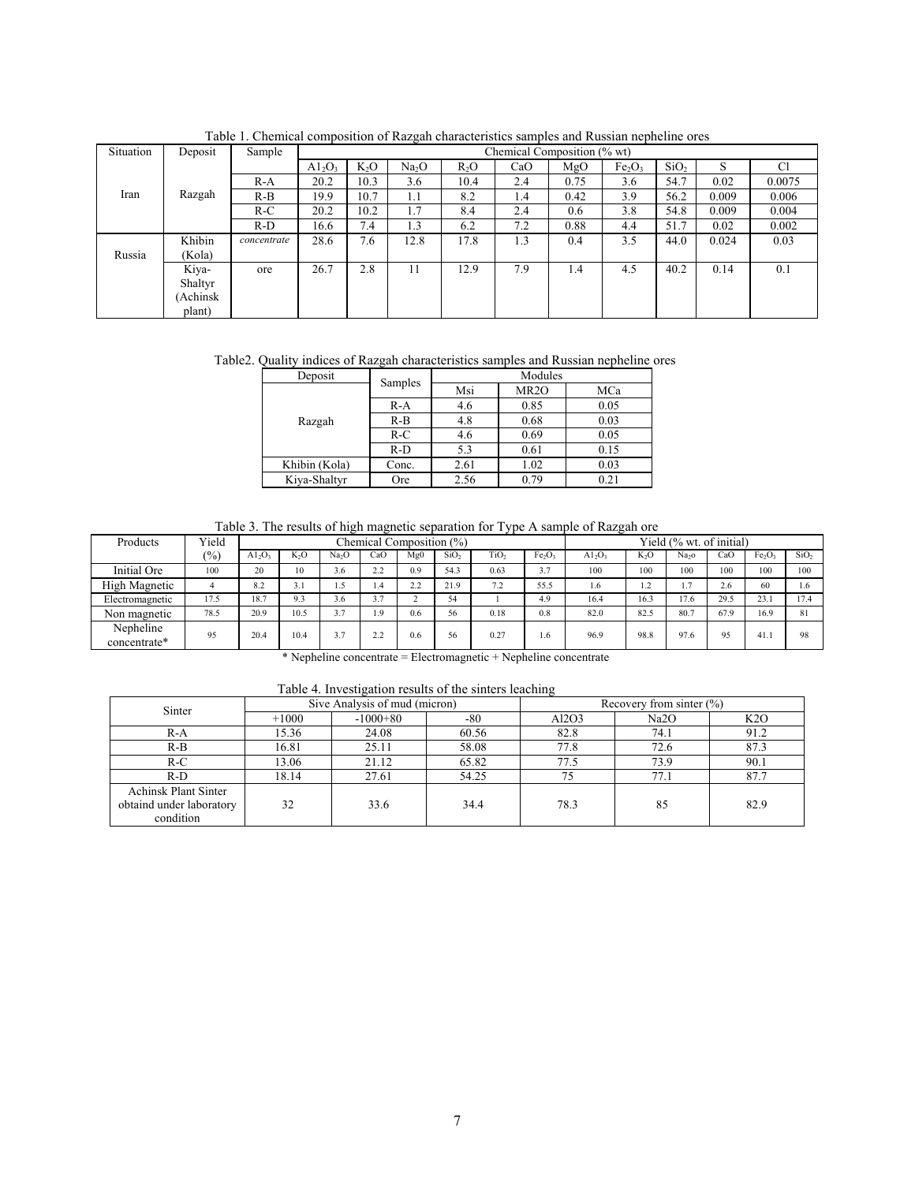Table 1. Chemical composition of Razgah characteristics samples and Russian nepheline ores

| Situation | Deposit | Sample | Chemical Composition (% wt) | | | | | | | | | |
|---|---|---|---|---|---|---|---|---|---|---|---|---|
| | | | $Al_2O_3$ | $K_2O$ | $Na_2O$ | $R_2O$ | CaO | MgO | $Fe_2O_3$ | $SiO_2$ | S | Cl |
| Iran | Razgah | R-A | 20.2 | 10.3 | 3.6 | 10.4 | 2.4 | 0.75 | 3.6 | 54.7 | 0.02 | 0.0075 |
| | | R-B | 19.9 | 10.7 | 1.1 | 8.2 | 1.4 | 0.42 | 3.9 | 56.2 | 0.009 | 0.006 |
| | | R-C | 20.2 | 10.2 | 1.7 | 8.4 | 2.4 | 0.6 | 3.8 | 54.8 | 0.009 | 0.004 |
| | | R-D | 16.6 | 7.4 | 1.3 | 6.2 | 7.2 | 0.88 | 4.4 | 51.7 | 0.02 | 0.002 |
| Russia | Khibin (Kola) | *concentrate* | 28.6 | 7.6 | 12.8 | 17.8 | 1.3 | 0.4 | 3.5 | 44.0 | 0.024 | 0.03 |
| | Kiya-Shaltyr (Achinsk plant) | ore | 26.7 | 2.8 | 11 | 12.9 | 7.9 | 1.4 | 4.5 | 40.2 | 0.14 | 0.1 |

Table2. Quality indices of Razgah characteristics samples and Russian nepheline ores

| Deposit | Samples | Modules | | |
|---|---|---|---|---|
| | | Msi | MR2O | MCa |
| Razgah | R-A | 4.6 | 0.85 | 0.05 |
| | R-B | 4.8 | 0.68 | 0.03 |
| | R-C | 4.6 | 0.69 | 0.05 |
| | R-D | 5.3 | 0.61 | 0.15 |
| Khibin (Kola) | Conc. | 2.61 | 1.02 | 0.03 |
| Kiya-Shaltyr | Ore | 2.56 | 0.79 | 0.21 |

Table 3. The results of high magnetic separation for Type A sample of Razgah ore

| Products | Yield (%) | Chemical Composition (%) | | | | | | | | Yield (% wt. of initial) | | | | | |
|---|---|---|---|---|---|---|---|---|---|---|---|---|---|---|---|
| | | $Al_2O_3$ | $K_2O$ | $Na_2O$ | CaO | Mg0 | $SiO_2$ | $TiO_2$ | $Fe_2O_3$ | $Al_2O_3$ | $K_2O$ | $Na_2o$ | CaO | $Fe_2O_3$ | $SiO_2$ |
| Initial Ore | 100 | 20 | 10 | 3.6 | 2.2 | 0.9 | 54.3 | 0.63 | 3.7 | 100 | 100 | 100 | 100 | 100 | 100 |
| High Magnetic | 4 | 8.2 | 3.1 | 1.5 | 1.4 | 2.2 | 21.9 | 7.2 | 55.5 | 1.6 | 1.2 | 1.7 | 2.6 | 60 | 1.6 |
| Electromagnetic | 17.5 | 18.7 | 9.3 | 3.6 | 3.7 | 2 | 54 | 1 | 4.9 | 16.4 | 16.3 | 17.6 | 29.5 | 23.1 | 17.4 |
| Non magnetic | 78.5 | 20.9 | 10.5 | 3.7 | 1.9 | 0.6 | 56 | 0.18 | 0.8 | 82.0 | 82.5 | 80.7 | 67.9 | 16.9 | 81 |
| Nepheline concentrate* | 95 | 20.4 | 10.4 | 3.7 | 2.2 | 0.6 | 56 | 0.27 | 1.6 | 96.9 | 98.8 | 97.6 | 95 | 41.1 | 98 |

\* Nepheline concentrate = Electromagnetic + Nepheline concentrate

Table 4. Investigation results of the sinters leaching

| Sinter | Sive Analysis of mud (micron) | | | Recovery from sinter (%) | | |
|---|---|---|---|---|---|---|
| | +1000 | -1000+80 | -80 | Al2O3 | Na2O | K2O |
| R-A | 15.36 | 24.08 | 60.56 | 82.8 | 74.1 | 91.2 |
| R-B | 16.81 | 25.11 | 58.08 | 77.8 | 72.6 | 87.3 |
| R-C | 13.06 | 21.12 | 65.82 | 77.5 | 73.9 | 90.1 |
| R-D | 18.14 | 27.61 | 54.25 | 75 | 77.1 | 87.7 |
| Achinsk Plant Sinter obtaind under laboratory condition | 32 | 33.6 | 34.4 | 78.3 | 85 | 82.9 |